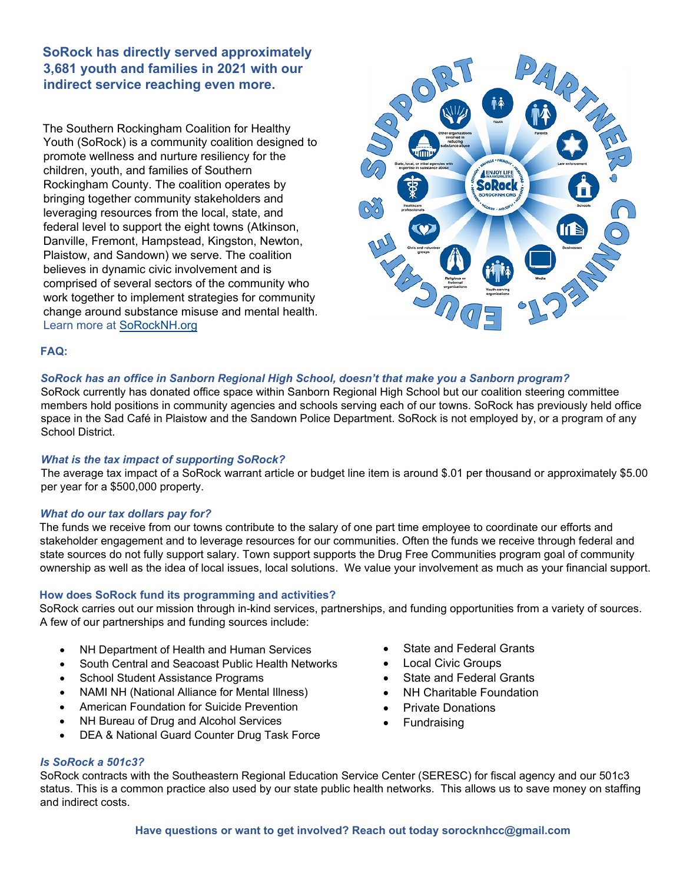## SoRock has directly served approximately 3,681 youth and families in 2021 with our indirect service reaching even more.

The Southern Rockingham Coalition for Healthy Youth (SoRock) is a community coalition designed to promote wellness and nurture resiliency for the children, youth, and families of Southern Rockingham County. The coalition operates by bringing together community stakeholders and leveraging resources from the local, state, and federal level to support the eight towns (Atkinson, Danville, Fremont, Hampstead, Kingston, Newton, Plaistow, and Sandown) we serve. The coalition believes in dynamic civic involvement and is comprised of several sectors of the community who work together to implement strategies for community change around substance misuse and mental health. Learn more at SoRockNH.org

### FAQ:

***SoRock has an office in Sanborn Regional High School, doesn't that make you a Sanborn program?***

SoRock currently has donated office space within Sanborn Regional High School but our coalition steering committee members hold positions in community agencies and schools serving each of our towns. SoRock has previously held office space in the Sad Café in Plaistow and the Sandown Police Department. SoRock is not employed by, or a program of any School District.

***What is the tax impact of supporting SoRock?***

The average tax impact of a SoRock warrant article or budget line item is around $.01 per thousand or approximately $5.00 per year for a $500,000 property.

***What do our tax dollars pay for?***

The funds we receive from our towns contribute to the salary of one part time employee to coordinate our efforts and stakeholder engagement and to leverage resources for our communities. Often the funds we receive through federal and state sources do not fully support salary. Town support supports the Drug Free Communities program goal of community ownership as well as the idea of local issues, local solutions. We value your involvement as much as your financial support.

**How does SoRock fund its programming and activities?**

SoRock carries out our mission through in-kind services, partnerships, and funding opportunities from a variety of sources. A few of our partnerships and funding sources include:

- NH Department of Health and Human Services
- South Central and Seacoast Public Health Networks
- School Student Assistance Programs
- NAMI NH (National Alliance for Mental Illness)
- American Foundation for Suicide Prevention
- NH Bureau of Drug and Alcohol Services
- DEA & National Guard Counter Drug Task Force
- State and Federal Grants
- Local Civic Groups
- State and Federal Grants
- NH Charitable Foundation
- Private Donations
- Fundraising

***Is SoRock a 501c3?***

SoRock contracts with the Southeastern Regional Education Service Center (SERESC) for fiscal agency and our 501c3 status. This is a common practice also used by our state public health networks. This allows us to save money on staffing and indirect costs.

**Have questions or want to get involved? Reach out today sorocknhcc@gmail.com**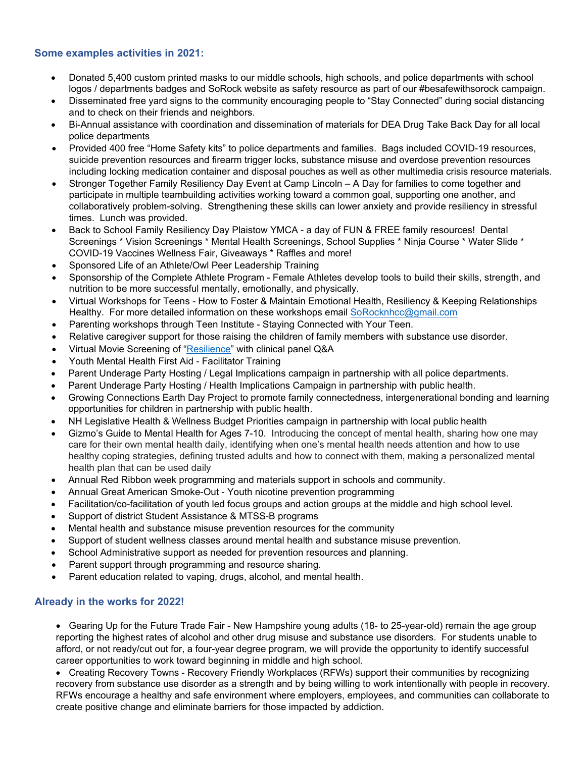## Some examples activities in 2021:

- Donated 5,400 custom printed masks to our middle schools, high schools, and police departments with school logos / departments badges and SoRock website as safety resource as part of our #besafewithsorock campaign.
- Disseminated free yard signs to the community encouraging people to "Stay Connected" during social distancing and to check on their friends and neighbors.
- Bi-Annual assistance with coordination and dissemination of materials for DEA Drug Take Back Day for all local police departments
- Provided 400 free "Home Safety kits" to police departments and families. Bags included COVID-19 resources, suicide prevention resources and firearm trigger locks, substance misuse and overdose prevention resources including locking medication container and disposal pouches as well as other multimedia crisis resource materials.
- Stronger Together Family Resiliency Day Event at Camp Lincoln – A Day for families to come together and participate in multiple teambuilding activities working toward a common goal, supporting one another, and collaboratively problem-solving. Strengthening these skills can lower anxiety and provide resiliency in stressful times. Lunch was provided.
- Back to School Family Resiliency Day Plaistow YMCA - a day of FUN & FREE family resources! Dental Screenings * Vision Screenings * Mental Health Screenings, School Supplies * Ninja Course * Water Slide * COVID-19 Vaccines Wellness Fair, Giveaways * Raffles and more!
- Sponsored Life of an Athlete/Owl Peer Leadership Training
- Sponsorship of the Complete Athlete Program - Female Athletes develop tools to build their skills, strength, and nutrition to be more successful mentally, emotionally, and physically.
- Virtual Workshops for Teens - How to Foster & Maintain Emotional Health, Resiliency & Keeping Relationships Healthy. For more detailed information on these workshops email SoRocknhcc@gmail.com
- Parenting workshops through Teen Institute - Staying Connected with Your Teen.
- Relative caregiver support for those raising the children of family members with substance use disorder.
- Virtual Movie Screening of "Resilience" with clinical panel Q&A
- Youth Mental Health First Aid - Facilitator Training
- Parent Underage Party Hosting / Legal Implications campaign in partnership with all police departments.
- Parent Underage Party Hosting / Health Implications Campaign in partnership with public health.
- Growing Connections Earth Day Project to promote family connectedness, intergenerational bonding and learning opportunities for children in partnership with public health.
- NH Legislative Health & Wellness Budget Priorities campaign in partnership with local public health
- Gizmo's Guide to Mental Health for Ages 7-10. Introducing the concept of mental health, sharing how one may care for their own mental health daily, identifying when one's mental health needs attention and how to use healthy coping strategies, defining trusted adults and how to connect with them, making a personalized mental health plan that can be used daily
- Annual Red Ribbon week programming and materials support in schools and community.
- Annual Great American Smoke-Out - Youth nicotine prevention programming
- Facilitation/co-facilitation of youth led focus groups and action groups at the middle and high school level.
- Support of district Student Assistance & MTSS-B programs
- Mental health and substance misuse prevention resources for the community
- Support of student wellness classes around mental health and substance misuse prevention.
- School Administrative support as needed for prevention resources and planning.
- Parent support through programming and resource sharing.
- Parent education related to vaping, drugs, alcohol, and mental health.

## Already in the works for 2022!

- Gearing Up for the Future Trade Fair - New Hampshire young adults (18- to 25-year-old) remain the age group reporting the highest rates of alcohol and other drug misuse and substance use disorders. For students unable to afford, or not ready/cut out for, a four-year degree program, we will provide the opportunity to identify successful career opportunities to work toward beginning in middle and high school.
- Creating Recovery Towns - Recovery Friendly Workplaces (RFWs) support their communities by recognizing recovery from substance use disorder as a strength and by being willing to work intentionally with people in recovery. RFWs encourage a healthy and safe environment where employers, employees, and communities can collaborate to create positive change and eliminate barriers for those impacted by addiction.